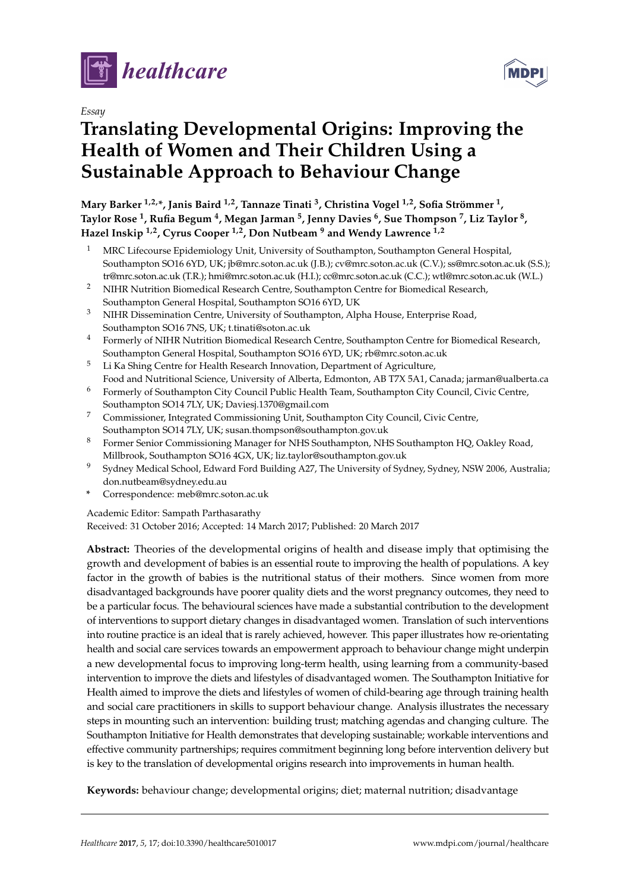*Essay*

# Translating Developmental Origins: Improving the Health of Women and Their Children Using a Sustainable Approach to Behaviour Change

**Mary Barker [1,2,*], Janis Baird [1,2], Tannaze Tinati [3], Christina Vogel [1,2], Sofia Strömmer [1], Taylor Rose [1], Rufia Begum [4], Megan Jarman [5], Jenny Davies [6], Sue Thompson [7], Liz Taylor [8], Hazel Inskip [1,2], Cyrus Cooper [1,2], Don Nutbeam [9] and Wendy Lawrence [1,2]**

1. MRC Lifecourse Epidemiology Unit, University of Southampton, Southampton General Hospital, Southampton SO16 6YD, UK; jb@mrc.soton.ac.uk (J.B.); cv@mrc.soton.ac.uk (C.V.); ss@mrc.soton.ac.uk (S.S.); tr@mrc.soton.ac.uk (T.R.); hmi@mrc.soton.ac.uk (H.I.); cc@mrc.soton.ac.uk (C.C.); wtl@mrc.soton.ac.uk (W.L.)
2. NIHR Nutrition Biomedical Research Centre, Southampton Centre for Biomedical Research, Southampton General Hospital, Southampton SO16 6YD, UK
3. NIHR Dissemination Centre, University of Southampton, Alpha House, Enterprise Road, Southampton SO16 7NS, UK; t.tinati@soton.ac.uk
4. Formerly of NIHR Nutrition Biomedical Research Centre, Southampton Centre for Biomedical Research, Southampton General Hospital, Southampton SO16 6YD, UK; rb@mrc.soton.ac.uk
5. Li Ka Shing Centre for Health Research Innovation, Department of Agriculture, Food and Nutritional Science, University of Alberta, Edmonton, AB T7X 5A1, Canada; jarman@ualberta.ca
6. Formerly of Southampton City Council Public Health Team, Southampton City Council, Civic Centre, Southampton SO14 7LY, UK; Daviesj.1370@gmail.com
7. Commissioner, Integrated Commissioning Unit, Southampton City Council, Civic Centre, Southampton SO14 7LY, UK; susan.thompson@southampton.gov.uk
8. Former Senior Commissioning Manager for NHS Southampton, NHS Southampton HQ, Oakley Road, Millbrook, Southampton SO16 4GX, UK; liz.taylor@southampton.gov.uk
9. Sydney Medical School, Edward Ford Building A27, The University of Sydney, Sydney, NSW 2006, Australia; don.nutbeam@sydney.edu.au

\* Correspondence: meb@mrc.soton.ac.uk

Academic Editor: Sampath Parthasarathy
Received: 31 October 2016; Accepted: 14 March 2017; Published: 20 March 2017

**Abstract:** Theories of the developmental origins of health and disease imply that optimising the growth and development of babies is an essential route to improving the health of populations. A key factor in the growth of babies is the nutritional status of their mothers. Since women from more disadvantaged backgrounds have poorer quality diets and the worst pregnancy outcomes, they need to be a particular focus. The behavioural sciences have made a substantial contribution to the development of interventions to support dietary changes in disadvantaged women. Translation of such interventions into routine practice is an ideal that is rarely achieved, however. This paper illustrates how re-orientating health and social care services towards an empowerment approach to behaviour change might underpin a new developmental focus to improving long-term health, using learning from a community-based intervention to improve the diets and lifestyles of disadvantaged women. The Southampton Initiative for Health aimed to improve the diets and lifestyles of women of child-bearing age through training health and social care practitioners in skills to support behaviour change. Analysis illustrates the necessary steps in mounting such an intervention: building trust; matching agendas and changing culture. The Southampton Initiative for Health demonstrates that developing sustainable; workable interventions and effective community partnerships; requires commitment beginning long before intervention delivery but is key to the translation of developmental origins research into improvements in human health.

**Keywords:** behaviour change; developmental origins; diet; maternal nutrition; disadvantage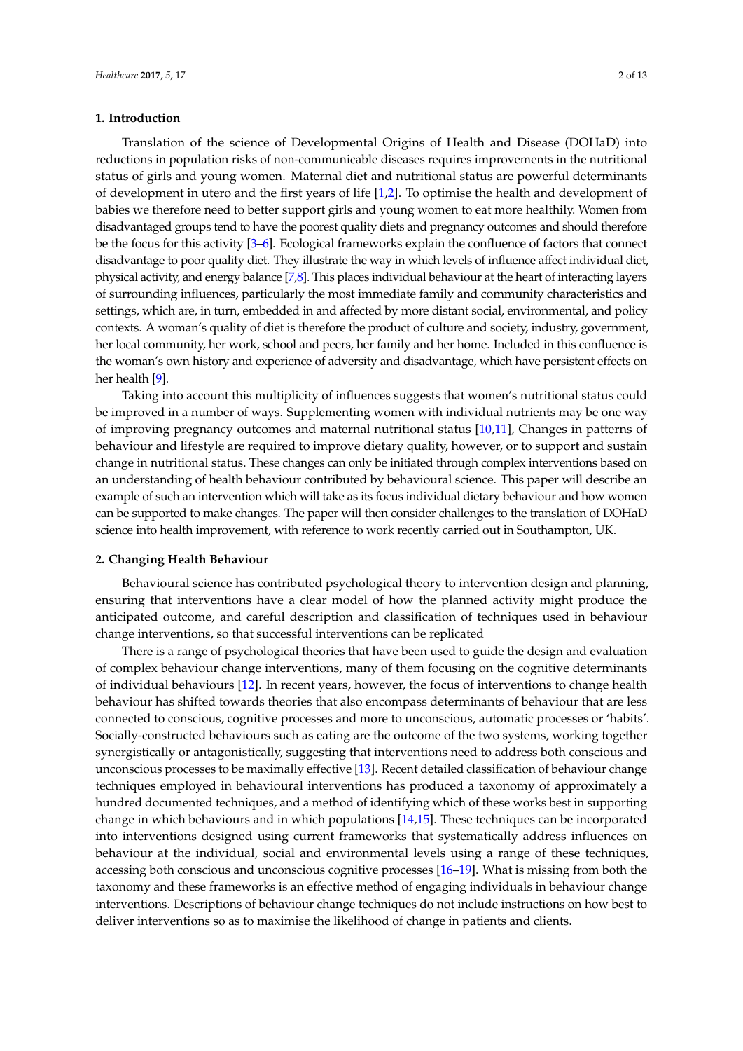## 1. Introduction

Translation of the science of Developmental Origins of Health and Disease (DOHaD) into reductions in population risks of non-communicable diseases requires improvements in the nutritional status of girls and young women. Maternal diet and nutritional status are powerful determinants of development in utero and the first years of life [1,2]. To optimise the health and development of babies we therefore need to better support girls and young women to eat more healthily. Women from disadvantaged groups tend to have the poorest quality diets and pregnancy outcomes and should therefore be the focus for this activity [3–6]. Ecological frameworks explain the confluence of factors that connect disadvantage to poor quality diet. They illustrate the way in which levels of influence affect individual diet, physical activity, and energy balance [7,8]. This places individual behaviour at the heart of interacting layers of surrounding influences, particularly the most immediate family and community characteristics and settings, which are, in turn, embedded in and affected by more distant social, environmental, and policy contexts. A woman's quality of diet is therefore the product of culture and society, industry, government, her local community, her work, school and peers, her family and her home. Included in this confluence is the woman's own history and experience of adversity and disadvantage, which have persistent effects on her health [9].

Taking into account this multiplicity of influences suggests that women's nutritional status could be improved in a number of ways. Supplementing women with individual nutrients may be one way of improving pregnancy outcomes and maternal nutritional status [10,11], Changes in patterns of behaviour and lifestyle are required to improve dietary quality, however, or to support and sustain change in nutritional status. These changes can only be initiated through complex interventions based on an understanding of health behaviour contributed by behavioural science. This paper will describe an example of such an intervention which will take as its focus individual dietary behaviour and how women can be supported to make changes. The paper will then consider challenges to the translation of DOHaD science into health improvement, with reference to work recently carried out in Southampton, UK.

## 2. Changing Health Behaviour

Behavioural science has contributed psychological theory to intervention design and planning, ensuring that interventions have a clear model of how the planned activity might produce the anticipated outcome, and careful description and classification of techniques used in behaviour change interventions, so that successful interventions can be replicated

There is a range of psychological theories that have been used to guide the design and evaluation of complex behaviour change interventions, many of them focusing on the cognitive determinants of individual behaviours [12]. In recent years, however, the focus of interventions to change health behaviour has shifted towards theories that also encompass determinants of behaviour that are less connected to conscious, cognitive processes and more to unconscious, automatic processes or 'habits'. Socially-constructed behaviours such as eating are the outcome of the two systems, working together synergistically or antagonistically, suggesting that interventions need to address both conscious and unconscious processes to be maximally effective [13]. Recent detailed classification of behaviour change techniques employed in behavioural interventions has produced a taxonomy of approximately a hundred documented techniques, and a method of identifying which of these works best in supporting change in which behaviours and in which populations [14,15]. These techniques can be incorporated into interventions designed using current frameworks that systematically address influences on behaviour at the individual, social and environmental levels using a range of these techniques, accessing both conscious and unconscious cognitive processes [16–19]. What is missing from both the taxonomy and these frameworks is an effective method of engaging individuals in behaviour change interventions. Descriptions of behaviour change techniques do not include instructions on how best to deliver interventions so as to maximise the likelihood of change in patients and clients.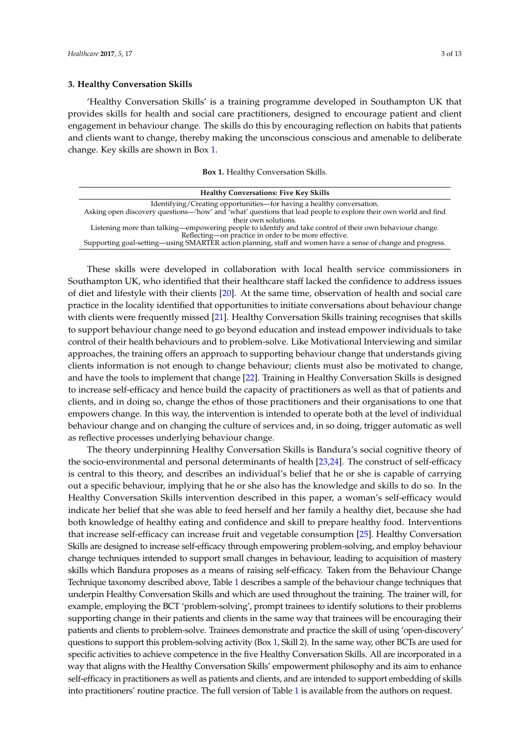## 3. Healthy Conversation Skills

'Healthy Conversation Skills' is a training programme developed in Southampton UK that provides skills for health and social care practitioners, designed to encourage patient and client engagement in behaviour change. The skills do this by encouraging reflection on habits that patients and clients want to change, thereby making the unconscious conscious and amenable to deliberate change. Key skills are shown in Box 1.

**Box 1.** Healthy Conversation Skills.

| **Healthy Conversations: Five Key Skills** |
| --- |
| Identifying/Creating opportunities—for having a healthy conversation. |
| Asking open discovery questions—'how' and 'what' questions that lead people to explore their own world and find their own solutions. |
| Listening more than talking—empowering people to identify and take control of their own behaviour change. |
| Reflecting—on practice in order to be more effective. |
| Supporting goal-setting—using SMARTER action planning, staff and women have a sense of change and progress. |

These skills were developed in collaboration with local health service commissioners in Southampton UK, who identified that their healthcare staff lacked the confidence to address issues of diet and lifestyle with their clients [20]. At the same time, observation of health and social care practice in the locality identified that opportunities to initiate conversations about behaviour change with clients were frequently missed [21]. Healthy Conversation Skills training recognises that skills to support behaviour change need to go beyond education and instead empower individuals to take control of their health behaviours and to problem-solve. Like Motivational Interviewing and similar approaches, the training offers an approach to supporting behaviour change that understands giving clients information is not enough to change behaviour; clients must also be motivated to change, and have the tools to implement that change [22]. Training in Healthy Conversation Skills is designed to increase self-efficacy and hence build the capacity of practitioners as well as that of patients and clients, and in doing so, change the ethos of those practitioners and their organisations to one that empowers change. In this way, the intervention is intended to operate both at the level of individual behaviour change and on changing the culture of services and, in so doing, trigger automatic as well as reflective processes underlying behaviour change.

The theory underpinning Healthy Conversation Skills is Bandura's social cognitive theory of the socio-environmental and personal determinants of health [23,24]. The construct of self-efficacy is central to this theory, and describes an individual's belief that he or she is capable of carrying out a specific behaviour, implying that he or she also has the knowledge and skills to do so. In the Healthy Conversation Skills intervention described in this paper, a woman's self-efficacy would indicate her belief that she was able to feed herself and her family a healthy diet, because she had both knowledge of healthy eating and confidence and skill to prepare healthy food. Interventions that increase self-efficacy can increase fruit and vegetable consumption [25]. Healthy Conversation Skills are designed to increase self-efficacy through empowering problem-solving, and employ behaviour change techniques intended to support small changes in behaviour, leading to acquisition of mastery skills which Bandura proposes as a means of raising self-efficacy. Taken from the Behaviour Change Technique taxonomy described above, Table 1 describes a sample of the behaviour change techniques that underpin Healthy Conversation Skills and which are used throughout the training. The trainer will, for example, employing the BCT 'problem-solving', prompt trainees to identify solutions to their problems supporting change in their patients and clients in the same way that trainees will be encouraging their patients and clients to problem-solve. Trainees demonstrate and practice the skill of using 'open-discovery' questions to support this problem-solving activity (Box 1, Skill 2). In the same way, other BCTs are used for specific activities to achieve competence in the five Healthy Conversation Skills. All are incorporated in a way that aligns with the Healthy Conversation Skills' empowerment philosophy and its aim to enhance self-efficacy in practitioners as well as patients and clients, and are intended to support embedding of skills into practitioners' routine practice. The full version of Table 1 is available from the authors on request.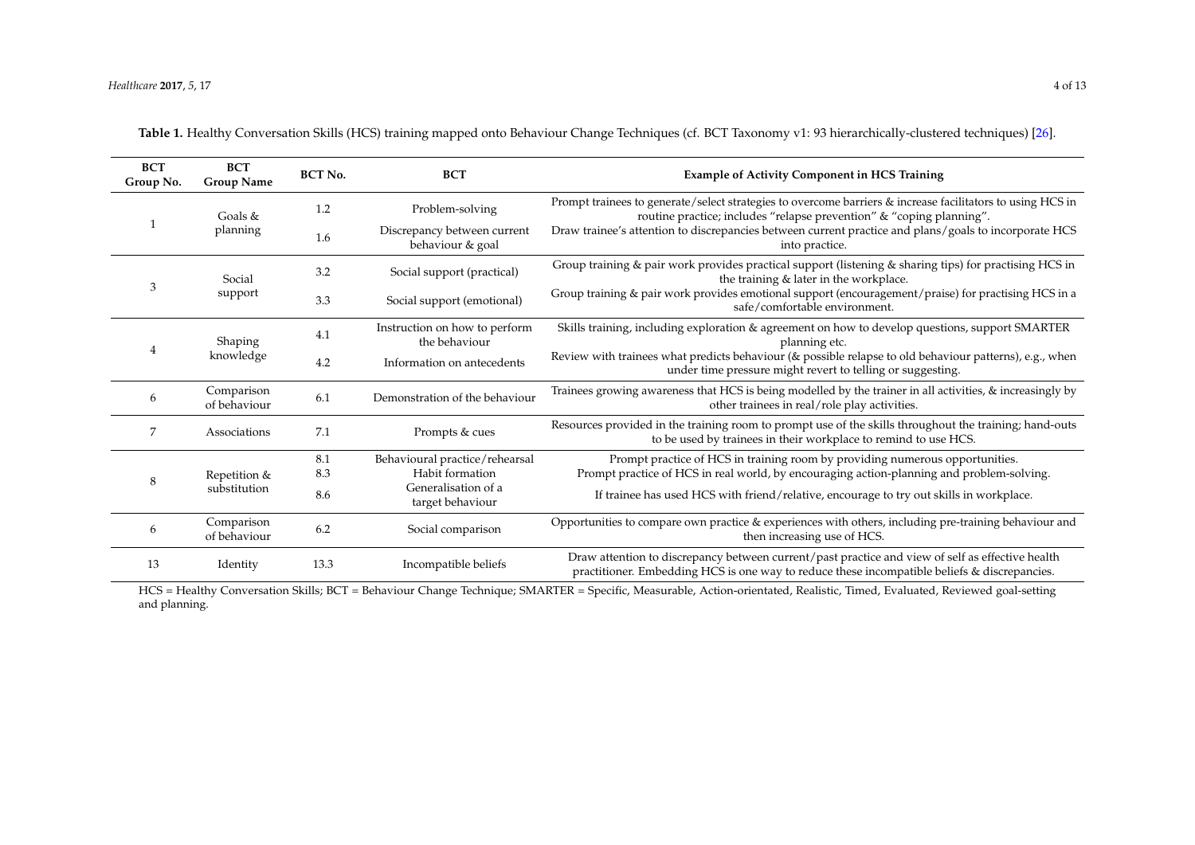**Table 1.** Healthy Conversation Skills (HCS) training mapped onto Behaviour Change Techniques (cf. BCT Taxonomy v1: 93 hierarchically-clustered techniques) [26].

| BCT Group No. | BCT Group Name | BCT No. | BCT | Example of Activity Component in HCS Training |
|---|---|---|---|---|
| 1 | Goals & planning | 1.2 | Problem-solving | Prompt trainees to generate/select strategies to overcome barriers & increase facilitators to using HCS in routine practice; includes "relapse prevention" & "coping planning". |
| | | 1.6 | Discrepancy between current behaviour & goal | Draw trainee's attention to discrepancies between current practice and plans/goals to incorporate HCS into practice. |
| 3 | Social support | 3.2 | Social support (practical) | Group training & pair work provides practical support (listening & sharing tips) for practising HCS in the training & later in the workplace. |
| | | 3.3 | Social support (emotional) | Group training & pair work provides emotional support (encouragement/praise) for practising HCS in a safe/comfortable environment. |
| 4 | Shaping knowledge | 4.1 | Instruction on how to perform the behaviour | Skills training, including exploration & agreement on how to develop questions, support SMARTER planning etc. |
| | | 4.2 | Information on antecedents | Review with trainees what predicts behaviour (& possible relapse to old behaviour patterns), e.g., when under time pressure might revert to telling or suggesting. |
| 6 | Comparison of behaviour | 6.1 | Demonstration of the behaviour | Trainees growing awareness that HCS is being modelled by the trainer in all activities, & increasingly by other trainees in real/role play activities. |
| 7 | Associations | 7.1 | Prompts & cues | Resources provided in the training room to prompt use of the skills throughout the training; hand-outs to be used by trainees in their workplace to remind to use HCS. |
| 8 | Repetition & substitution | 8.1 | Behavioural practice/rehearsal | Prompt practice of HCS in training room by providing numerous opportunities. |
| | | 8.3 | Habit formation | Prompt practice of HCS in real world, by encouraging action-planning and problem-solving. |
| | | 8.6 | Generalisation of a target behaviour | If trainee has used HCS with friend/relative, encourage to try out skills in workplace. |
| 6 | Comparison of behaviour | 6.2 | Social comparison | Opportunities to compare own practice & experiences with others, including pre-training behaviour and then increasing use of HCS. |
| 13 | Identity | 13.3 | Incompatible beliefs | Draw attention to discrepancy between current/past practice and view of self as effective health practitioner. Embedding HCS is one way to reduce these incompatible beliefs & discrepancies. |

HCS = Healthy Conversation Skills; BCT = Behaviour Change Technique; SMARTER = Specific, Measurable, Action-orientated, Realistic, Timed, Evaluated, Reviewed goal-setting and planning.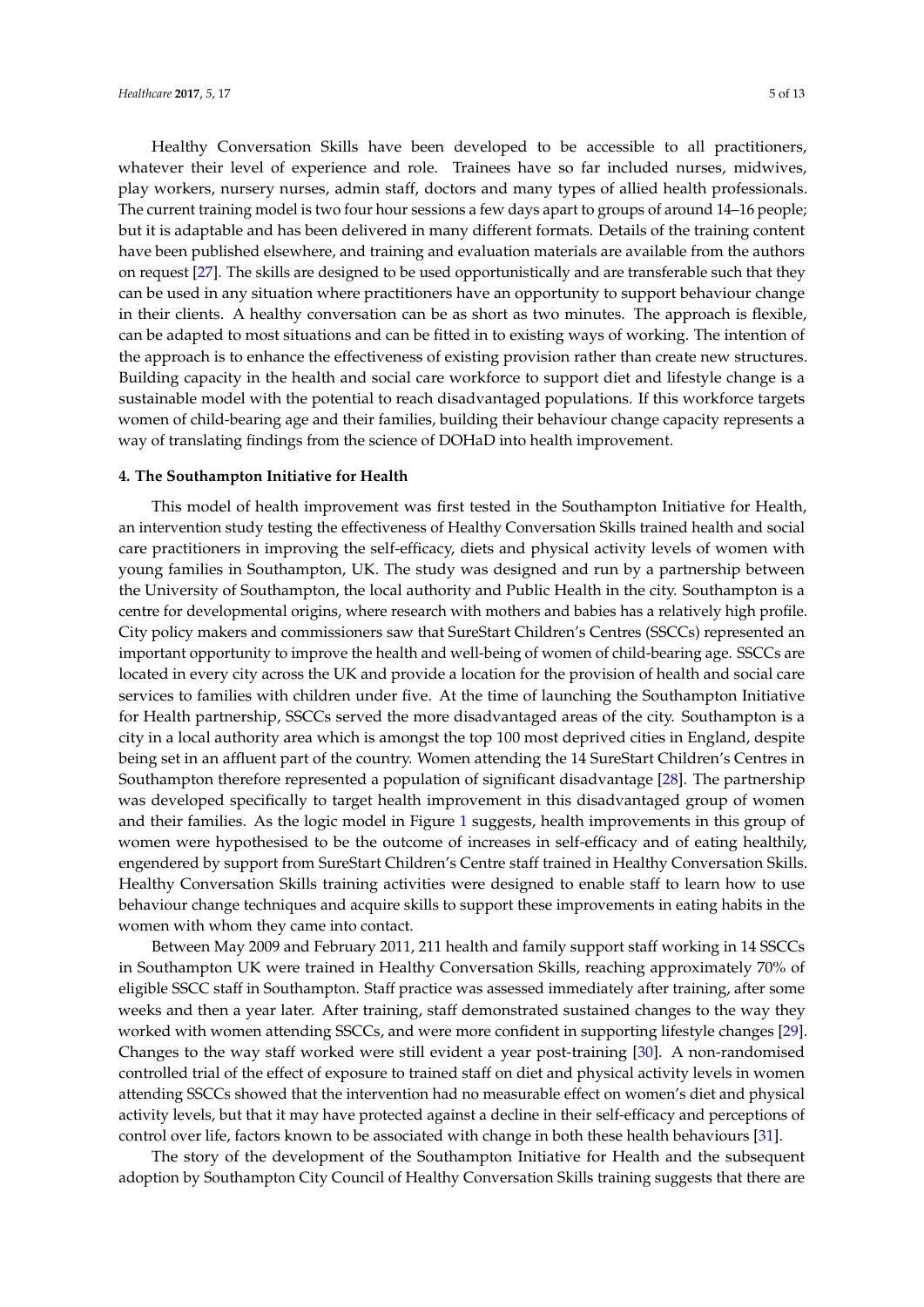Healthy Conversation Skills have been developed to be accessible to all practitioners, whatever their level of experience and role. Trainees have so far included nurses, midwives, play workers, nursery nurses, admin staff, doctors and many types of allied health professionals. The current training model is two four hour sessions a few days apart to groups of around 14–16 people; but it is adaptable and has been delivered in many different formats. Details of the training content have been published elsewhere, and training and evaluation materials are available from the authors on request [27]. The skills are designed to be used opportunistically and are transferable such that they can be used in any situation where practitioners have an opportunity to support behaviour change in their clients. A healthy conversation can be as short as two minutes. The approach is flexible, can be adapted to most situations and can be fitted in to existing ways of working. The intention of the approach is to enhance the effectiveness of existing provision rather than create new structures. Building capacity in the health and social care workforce to support diet and lifestyle change is a sustainable model with the potential to reach disadvantaged populations. If this workforce targets women of child-bearing age and their families, building their behaviour change capacity represents a way of translating findings from the science of DOHaD into health improvement.

## 4. The Southampton Initiative for Health

This model of health improvement was first tested in the Southampton Initiative for Health, an intervention study testing the effectiveness of Healthy Conversation Skills trained health and social care practitioners in improving the self-efficacy, diets and physical activity levels of women with young families in Southampton, UK. The study was designed and run by a partnership between the University of Southampton, the local authority and Public Health in the city. Southampton is a centre for developmental origins, where research with mothers and babies has a relatively high profile. City policy makers and commissioners saw that SureStart Children's Centres (SSCCs) represented an important opportunity to improve the health and well-being of women of child-bearing age. SSCCs are located in every city across the UK and provide a location for the provision of health and social care services to families with children under five. At the time of launching the Southampton Initiative for Health partnership, SSCCs served the more disadvantaged areas of the city. Southampton is a city in a local authority area which is amongst the top 100 most deprived cities in England, despite being set in an affluent part of the country. Women attending the 14 SureStart Children's Centres in Southampton therefore represented a population of significant disadvantage [28]. The partnership was developed specifically to target health improvement in this disadvantaged group of women and their families. As the logic model in Figure 1 suggests, health improvements in this group of women were hypothesised to be the outcome of increases in self-efficacy and of eating healthily, engendered by support from SureStart Children's Centre staff trained in Healthy Conversation Skills. Healthy Conversation Skills training activities were designed to enable staff to learn how to use behaviour change techniques and acquire skills to support these improvements in eating habits in the women with whom they came into contact.

Between May 2009 and February 2011, 211 health and family support staff working in 14 SSCCs in Southampton UK were trained in Healthy Conversation Skills, reaching approximately 70% of eligible SSCC staff in Southampton. Staff practice was assessed immediately after training, after some weeks and then a year later. After training, staff demonstrated sustained changes to the way they worked with women attending SSCCs, and were more confident in supporting lifestyle changes [29]. Changes to the way staff worked were still evident a year post-training [30]. A non-randomised controlled trial of the effect of exposure to trained staff on diet and physical activity levels in women attending SSCCs showed that the intervention had no measurable effect on women's diet and physical activity levels, but that it may have protected against a decline in their self-efficacy and perceptions of control over life, factors known to be associated with change in both these health behaviours [31].

The story of the development of the Southampton Initiative for Health and the subsequent adoption by Southampton City Council of Healthy Conversation Skills training suggests that there are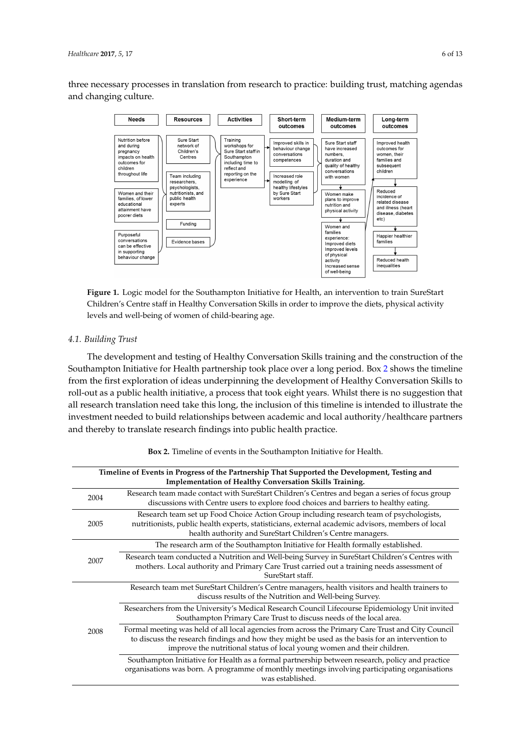three necessary processes in translation from research to practice: building trust, matching agendas and changing culture.

| Needs | Resources | Activities | Short-term outcomes | Medium-term outcomes | Long-term outcomes |
|---|---|---|---|---|---|
| Nutrition before and during pregnancy impacts on health outcomes for children throughout life | Sure Start network of Children's Centres | Training workshops for Sure Start staff in Southampton including time to reflect and reporting on the experience | Improved skills in behaviour change conversations competences | Sure Start staff have increased numbers, duration and quality of healthy conversations with women | Improved health outcomes for women, their families and subsequent children |
| Women and their families, of lower educational attainment have poorer diets | Team including researchers, psychologists, nutritionists, and public health experts | | Increased role modelling of healthy lifestyles by Sure Start workers | Women make plans to improve nutrition and physical activity | Reduced incidence of related disease and illness (heart disease, diabetes etc) |
| Purposeful conversations can be effective in supporting behaviour change | Funding | | | Women and families experience: Improved diets Improved levels of physical activity Increased sense of well-being | Happier healthier families |
| | Evidence bases | | | | Reduced health inequalities |

**Figure 1.** Logic model for the Southampton Initiative for Health, an intervention to train SureStart Children's Centre staff in Healthy Conversation Skills in order to improve the diets, physical activity levels and well-being of women of child-bearing age.

### *4.1. Building Trust*

The development and testing of Healthy Conversation Skills training and the construction of the Southampton Initiative for Health partnership took place over a long period. Box 2 shows the timeline from the first exploration of ideas underpinning the development of Healthy Conversation Skills to roll-out as a public health initiative, a process that took eight years. Whilst there is no suggestion that all research translation need take this long, the inclusion of this timeline is intended to illustrate the investment needed to build relationships between academic and local authority/healthcare partners and thereby to translate research findings into public health practice.

**Box 2.** Timeline of events in the Southampton Initiative for Health.

| Timeline of Events in Progress of the Partnership That Supported the Development, Testing and Implementation of Healthy Conversation Skills Training. | |
|---|---|
| 2004 | Research team made contact with SureStart Children's Centres and began a series of focus group discussions with Centre users to explore food choices and barriers to healthy eating. |
| 2005 | Research team set up Food Choice Action Group including research team of psychologists, nutritionists, public health experts, statisticians, external academic advisors, members of local health authority and SureStart Children's Centre managers. |
| 2007 | The research arm of the Southampton Initiative for Health formally established. |
| | Research team conducted a Nutrition and Well-being Survey in SureStart Children's Centres with mothers. Local authority and Primary Care Trust carried out a training needs assessment of SureStart staff. |
| 2008 | Research team met SureStart Children's Centre managers, health visitors and health trainers to discuss results of the Nutrition and Well-being Survey. |
| | Researchers from the University's Medical Research Council Lifecourse Epidemiology Unit invited Southampton Primary Care Trust to discuss needs of the local area. |
| | Formal meeting was held of all local agencies from across the Primary Care Trust and City Council to discuss the research findings and how they might be used as the basis for an intervention to improve the nutritional status of local young women and their children. |
| | Southampton Initiative for Health as a formal partnership between research, policy and practice organisations was born. A programme of monthly meetings involving participating organisations was established. |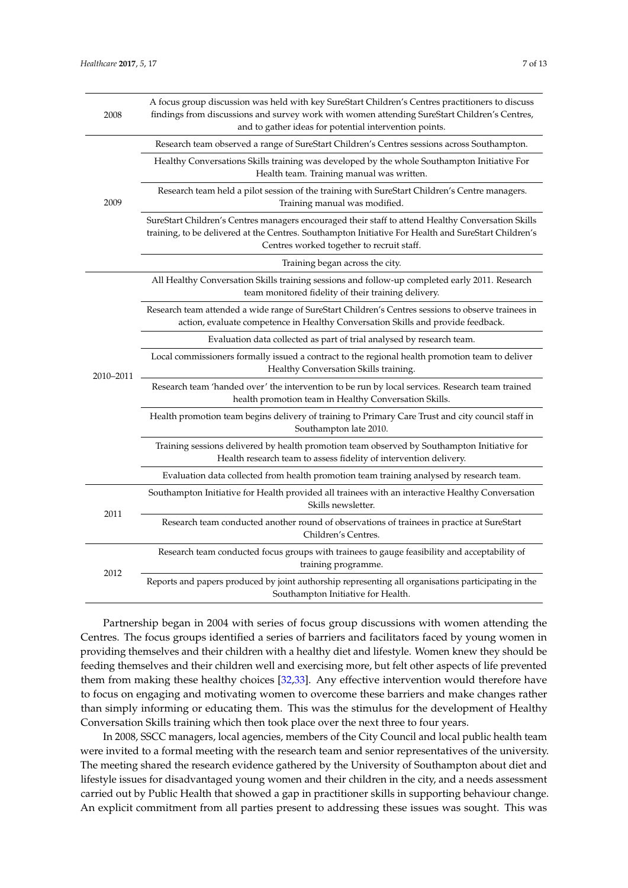| | |
|---|---|
| 2008 | A focus group discussion was held with key SureStart Children's Centres practitioners to discuss findings from discussions and survey work with women attending SureStart Children's Centres, and to gather ideas for potential intervention points. |
| 2009 | Research team observed a range of SureStart Children's Centres sessions across Southampton. |
| | Healthy Conversations Skills training was developed by the whole Southampton Initiative For Health team. Training manual was written. |
| | Research team held a pilot session of the training with SureStart Children's Centre managers. Training manual was modified. |
| | SureStart Children's Centres managers encouraged their staff to attend Healthy Conversation Skills training, to be delivered at the Centres. Southampton Initiative For Health and SureStart Children's Centres worked together to recruit staff. |
| | Training began across the city. |
| 2010–2011 | All Healthy Conversation Skills training sessions and follow-up completed early 2011. Research team monitored fidelity of their training delivery. |
| | Research team attended a wide range of SureStart Children's Centres sessions to observe trainees in action, evaluate competence in Healthy Conversation Skills and provide feedback. |
| | Evaluation data collected as part of trial analysed by research team. |
| | Local commissioners formally issued a contract to the regional health promotion team to deliver Healthy Conversation Skills training. |
| | Research team 'handed over' the intervention to be run by local services. Research team trained health promotion team in Healthy Conversation Skills. |
| | Health promotion team begins delivery of training to Primary Care Trust and city council staff in Southampton late 2010. |
| | Training sessions delivered by health promotion team observed by Southampton Initiative for Health research team to assess fidelity of intervention delivery. |
| | Evaluation data collected from health promotion team training analysed by research team. |
| 2011 | Southampton Initiative for Health provided all trainees with an interactive Healthy Conversation Skills newsletter. |
| | Research team conducted another round of observations of trainees in practice at SureStart Children's Centres. |
| 2012 | Research team conducted focus groups with trainees to gauge feasibility and acceptability of training programme. |
| | Reports and papers produced by joint authorship representing all organisations participating in the Southampton Initiative for Health. |

Partnership began in 2004 with series of focus group discussions with women attending the Centres. The focus groups identified a series of barriers and facilitators faced by young women in providing themselves and their children with a healthy diet and lifestyle. Women knew they should be feeding themselves and their children well and exercising more, but felt other aspects of life prevented them from making these healthy choices [32,33]. Any effective intervention would therefore have to focus on engaging and motivating women to overcome these barriers and make changes rather than simply informing or educating them. This was the stimulus for the development of Healthy Conversation Skills training which then took place over the next three to four years.

In 2008, SSCC managers, local agencies, members of the City Council and local public health team were invited to a formal meeting with the research team and senior representatives of the university. The meeting shared the research evidence gathered by the University of Southampton about diet and lifestyle issues for disadvantaged young women and their children in the city, and a needs assessment carried out by Public Health that showed a gap in practitioner skills in supporting behaviour change. An explicit commitment from all parties present to addressing these issues was sought. This was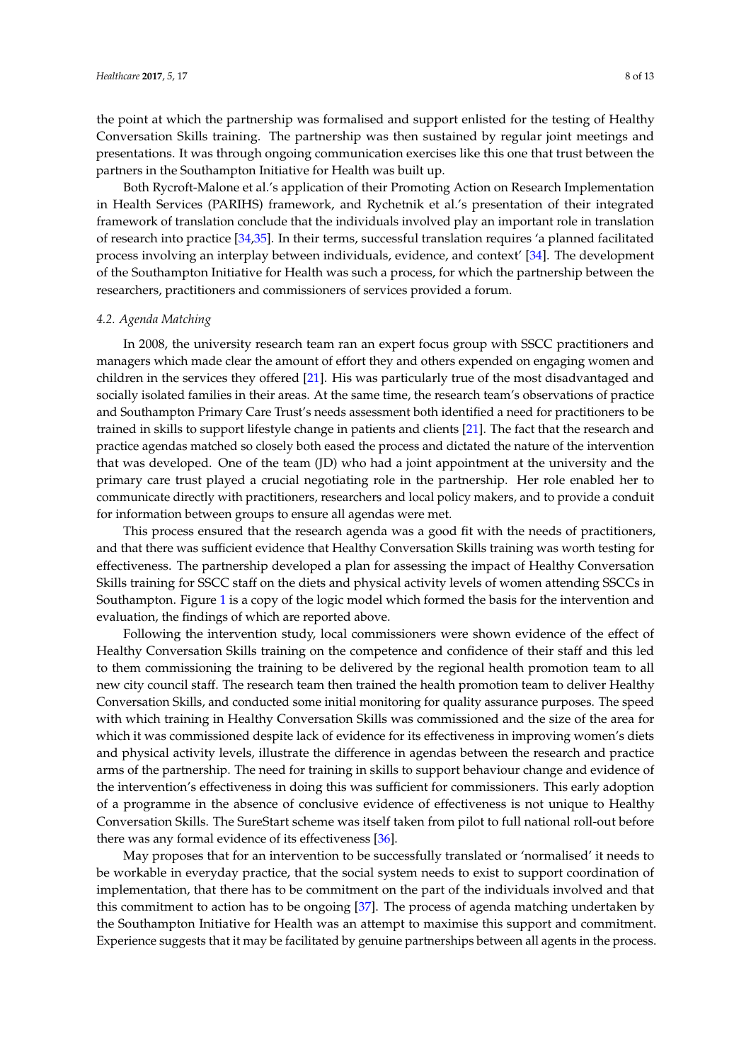the point at which the partnership was formalised and support enlisted for the testing of Healthy Conversation Skills training. The partnership was then sustained by regular joint meetings and presentations. It was through ongoing communication exercises like this one that trust between the partners in the Southampton Initiative for Health was built up.

Both Rycroft-Malone et al.'s application of their Promoting Action on Research Implementation in Health Services (PARIHS) framework, and Rychetnik et al.'s presentation of their integrated framework of translation conclude that the individuals involved play an important role in translation of research into practice [34,35]. In their terms, successful translation requires 'a planned facilitated process involving an interplay between individuals, evidence, and context' [34]. The development of the Southampton Initiative for Health was such a process, for which the partnership between the researchers, practitioners and commissioners of services provided a forum.

### *4.2. Agenda Matching*

In 2008, the university research team ran an expert focus group with SSCC practitioners and managers which made clear the amount of effort they and others expended on engaging women and children in the services they offered [21]. His was particularly true of the most disadvantaged and socially isolated families in their areas. At the same time, the research team's observations of practice and Southampton Primary Care Trust's needs assessment both identified a need for practitioners to be trained in skills to support lifestyle change in patients and clients [21]. The fact that the research and practice agendas matched so closely both eased the process and dictated the nature of the intervention that was developed. One of the team (JD) who had a joint appointment at the university and the primary care trust played a crucial negotiating role in the partnership. Her role enabled her to communicate directly with practitioners, researchers and local policy makers, and to provide a conduit for information between groups to ensure all agendas were met.

This process ensured that the research agenda was a good fit with the needs of practitioners, and that there was sufficient evidence that Healthy Conversation Skills training was worth testing for effectiveness. The partnership developed a plan for assessing the impact of Healthy Conversation Skills training for SSCC staff on the diets and physical activity levels of women attending SSCCs in Southampton. Figure 1 is a copy of the logic model which formed the basis for the intervention and evaluation, the findings of which are reported above.

Following the intervention study, local commissioners were shown evidence of the effect of Healthy Conversation Skills training on the competence and confidence of their staff and this led to them commissioning the training to be delivered by the regional health promotion team to all new city council staff. The research team then trained the health promotion team to deliver Healthy Conversation Skills, and conducted some initial monitoring for quality assurance purposes. The speed with which training in Healthy Conversation Skills was commissioned and the size of the area for which it was commissioned despite lack of evidence for its effectiveness in improving women's diets and physical activity levels, illustrate the difference in agendas between the research and practice arms of the partnership. The need for training in skills to support behaviour change and evidence of the intervention's effectiveness in doing this was sufficient for commissioners. This early adoption of a programme in the absence of conclusive evidence of effectiveness is not unique to Healthy Conversation Skills. The SureStart scheme was itself taken from pilot to full national roll-out before there was any formal evidence of its effectiveness [36].

May proposes that for an intervention to be successfully translated or 'normalised' it needs to be workable in everyday practice, that the social system needs to exist to support coordination of implementation, that there has to be commitment on the part of the individuals involved and that this commitment to action has to be ongoing [37]. The process of agenda matching undertaken by the Southampton Initiative for Health was an attempt to maximise this support and commitment. Experience suggests that it may be facilitated by genuine partnerships between all agents in the process.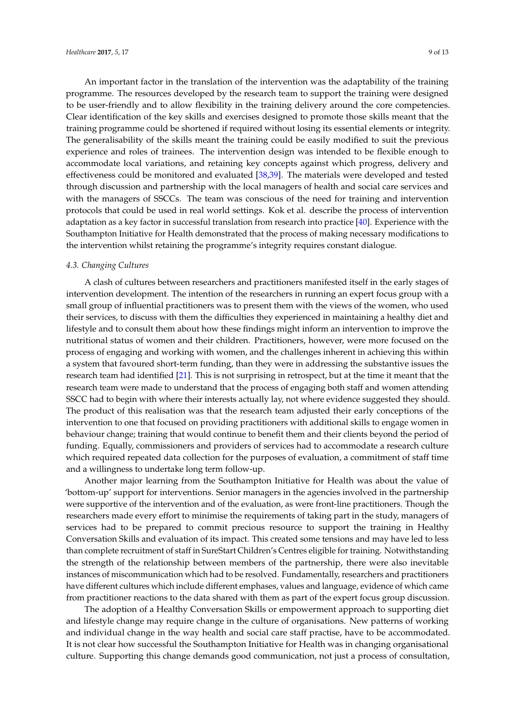An important factor in the translation of the intervention was the adaptability of the training programme. The resources developed by the research team to support the training were designed to be user-friendly and to allow flexibility in the training delivery around the core competencies. Clear identification of the key skills and exercises designed to promote those skills meant that the training programme could be shortened if required without losing its essential elements or integrity. The generalisability of the skills meant the training could be easily modified to suit the previous experience and roles of trainees. The intervention design was intended to be flexible enough to accommodate local variations, and retaining key concepts against which progress, delivery and effectiveness could be monitored and evaluated [38,39]. The materials were developed and tested through discussion and partnership with the local managers of health and social care services and with the managers of SSCCs. The team was conscious of the need for training and intervention protocols that could be used in real world settings. Kok et al. describe the process of intervention adaptation as a key factor in successful translation from research into practice [40]. Experience with the Southampton Initiative for Health demonstrated that the process of making necessary modifications to the intervention whilst retaining the programme's integrity requires constant dialogue.

### *4.3. Changing Cultures*

A clash of cultures between researchers and practitioners manifested itself in the early stages of intervention development. The intention of the researchers in running an expert focus group with a small group of influential practitioners was to present them with the views of the women, who used their services, to discuss with them the difficulties they experienced in maintaining a healthy diet and lifestyle and to consult them about how these findings might inform an intervention to improve the nutritional status of women and their children. Practitioners, however, were more focused on the process of engaging and working with women, and the challenges inherent in achieving this within a system that favoured short-term funding, than they were in addressing the substantive issues the research team had identified [21]. This is not surprising in retrospect, but at the time it meant that the research team were made to understand that the process of engaging both staff and women attending SSCC had to begin with where their interests actually lay, not where evidence suggested they should. The product of this realisation was that the research team adjusted their early conceptions of the intervention to one that focused on providing practitioners with additional skills to engage women in behaviour change; training that would continue to benefit them and their clients beyond the period of funding. Equally, commissioners and providers of services had to accommodate a research culture which required repeated data collection for the purposes of evaluation, a commitment of staff time and a willingness to undertake long term follow-up.

Another major learning from the Southampton Initiative for Health was about the value of 'bottom-up' support for interventions. Senior managers in the agencies involved in the partnership were supportive of the intervention and of the evaluation, as were front-line practitioners. Though the researchers made every effort to minimise the requirements of taking part in the study, managers of services had to be prepared to commit precious resource to support the training in Healthy Conversation Skills and evaluation of its impact. This created some tensions and may have led to less than complete recruitment of staff in SureStart Children's Centres eligible for training. Notwithstanding the strength of the relationship between members of the partnership, there were also inevitable instances of miscommunication which had to be resolved. Fundamentally, researchers and practitioners have different cultures which include different emphases, values and language, evidence of which came from practitioner reactions to the data shared with them as part of the expert focus group discussion.

The adoption of a Healthy Conversation Skills or empowerment approach to supporting diet and lifestyle change may require change in the culture of organisations. New patterns of working and individual change in the way health and social care staff practise, have to be accommodated. It is not clear how successful the Southampton Initiative for Health was in changing organisational culture. Supporting this change demands good communication, not just a process of consultation,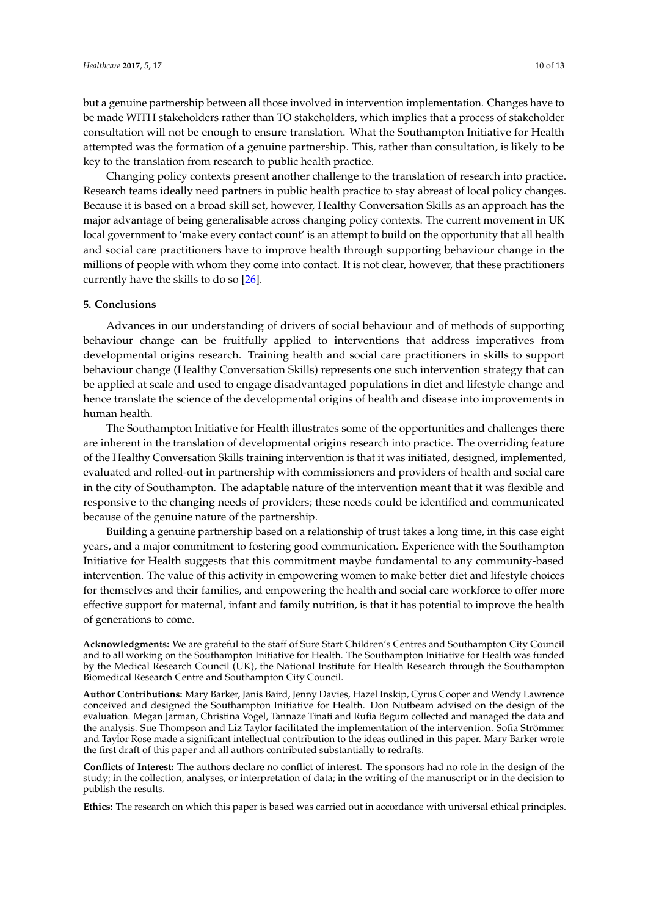but a genuine partnership between all those involved in intervention implementation. Changes have to be made WITH stakeholders rather than TO stakeholders, which implies that a process of stakeholder consultation will not be enough to ensure translation. What the Southampton Initiative for Health attempted was the formation of a genuine partnership. This, rather than consultation, is likely to be key to the translation from research to public health practice.

Changing policy contexts present another challenge to the translation of research into practice. Research teams ideally need partners in public health practice to stay abreast of local policy changes. Because it is based on a broad skill set, however, Healthy Conversation Skills as an approach has the major advantage of being generalisable across changing policy contexts. The current movement in UK local government to 'make every contact count' is an attempt to build on the opportunity that all health and social care practitioners have to improve health through supporting behaviour change in the millions of people with whom they come into contact. It is not clear, however, that these practitioners currently have the skills to do so [26].

## 5. Conclusions

Advances in our understanding of drivers of social behaviour and of methods of supporting behaviour change can be fruitfully applied to interventions that address imperatives from developmental origins research. Training health and social care practitioners in skills to support behaviour change (Healthy Conversation Skills) represents one such intervention strategy that can be applied at scale and used to engage disadvantaged populations in diet and lifestyle change and hence translate the science of the developmental origins of health and disease into improvements in human health.

The Southampton Initiative for Health illustrates some of the opportunities and challenges there are inherent in the translation of developmental origins research into practice. The overriding feature of the Healthy Conversation Skills training intervention is that it was initiated, designed, implemented, evaluated and rolled-out in partnership with commissioners and providers of health and social care in the city of Southampton. The adaptable nature of the intervention meant that it was flexible and responsive to the changing needs of providers; these needs could be identified and communicated because of the genuine nature of the partnership.

Building a genuine partnership based on a relationship of trust takes a long time, in this case eight years, and a major commitment to fostering good communication. Experience with the Southampton Initiative for Health suggests that this commitment maybe fundamental to any community-based intervention. The value of this activity in empowering women to make better diet and lifestyle choices for themselves and their families, and empowering the health and social care workforce to offer more effective support for maternal, infant and family nutrition, is that it has potential to improve the health of generations to come.

**Acknowledgments:** We are grateful to the staff of Sure Start Children's Centres and Southampton City Council and to all working on the Southampton Initiative for Health. The Southampton Initiative for Health was funded by the Medical Research Council (UK), the National Institute for Health Research through the Southampton Biomedical Research Centre and Southampton City Council.

**Author Contributions:** Mary Barker, Janis Baird, Jenny Davies, Hazel Inskip, Cyrus Cooper and Wendy Lawrence conceived and designed the Southampton Initiative for Health. Don Nutbeam advised on the design of the evaluation. Megan Jarman, Christina Vogel, Tannaze Tinati and Rufia Begum collected and managed the data and the analysis. Sue Thompson and Liz Taylor facilitated the implementation of the intervention. Sofia Strömmer and Taylor Rose made a significant intellectual contribution to the ideas outlined in this paper. Mary Barker wrote the first draft of this paper and all authors contributed substantially to redrafts.

**Conflicts of Interest:** The authors declare no conflict of interest. The sponsors had no role in the design of the study; in the collection, analyses, or interpretation of data; in the writing of the manuscript or in the decision to publish the results.

**Ethics:** The research on which this paper is based was carried out in accordance with universal ethical principles.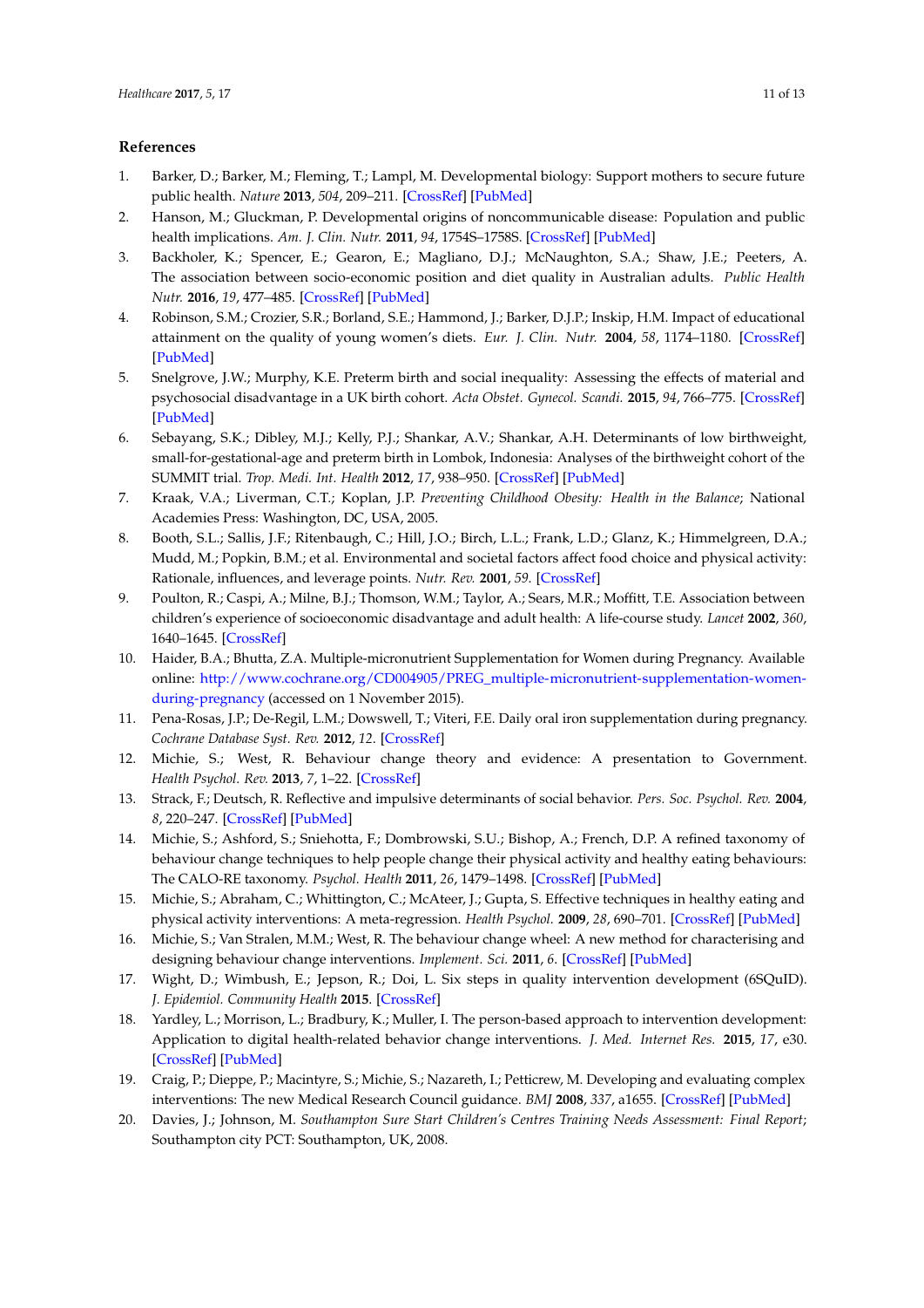## References

1. Barker, D.; Barker, M.; Fleming, T.; Lampl, M. Developmental biology: Support mothers to secure future public health. *Nature* **2013**, *504*, 209–211. [CrossRef] [PubMed]
2. Hanson, M.; Gluckman, P. Developmental origins of noncommunicable disease: Population and public health implications. *Am. J. Clin. Nutr.* **2011**, *94*, 1754S–1758S. [CrossRef] [PubMed]
3. Backholer, K.; Spencer, E.; Gearon, E.; Magliano, D.J.; McNaughton, S.A.; Shaw, J.E.; Peeters, A. The association between socio-economic position and diet quality in Australian adults. *Public Health Nutr.* **2016**, *19*, 477–485. [CrossRef] [PubMed]
4. Robinson, S.M.; Crozier, S.R.; Borland, S.E.; Hammond, J.; Barker, D.J.P.; Inskip, H.M. Impact of educational attainment on the quality of young women's diets. *Eur. J. Clin. Nutr.* **2004**, *58*, 1174–1180. [CrossRef] [PubMed]
5. Snelgrove, J.W.; Murphy, K.E. Preterm birth and social inequality: Assessing the effects of material and psychosocial disadvantage in a UK birth cohort. *Acta Obstet. Gynecol. Scandi.* **2015**, *94*, 766–775. [CrossRef] [PubMed]
6. Sebayang, S.K.; Dibley, M.J.; Kelly, P.J.; Shankar, A.V.; Shankar, A.H. Determinants of low birthweight, small-for-gestational-age and preterm birth in Lombok, Indonesia: Analyses of the birthweight cohort of the SUMMIT trial. *Trop. Medi. Int. Health* **2012**, *17*, 938–950. [CrossRef] [PubMed]
7. Kraak, V.A.; Liverman, C.T.; Koplan, J.P. *Preventing Childhood Obesity: Health in the Balance*; National Academies Press: Washington, DC, USA, 2005.
8. Booth, S.L.; Sallis, J.F.; Ritenbaugh, C.; Hill, J.O.; Birch, L.L.; Frank, L.D.; Glanz, K.; Himmelgreen, D.A.; Mudd, M.; Popkin, B.M.; et al. Environmental and societal factors affect food choice and physical activity: Rationale, influences, and leverage points. *Nutr. Rev.* **2001**, *59*. [CrossRef]
9. Poulton, R.; Caspi, A.; Milne, B.J.; Thomson, W.M.; Taylor, A.; Sears, M.R.; Moffitt, T.E. Association between children's experience of socioeconomic disadvantage and adult health: A life-course study. *Lancet* **2002**, *360*, 1640–1645. [CrossRef]
10. Haider, B.A.; Bhutta, Z.A. Multiple-micronutrient Supplementation for Women during Pregnancy. Available online: http://www.cochrane.org/CD004905/PREG_multiple-micronutrient-supplementation-women-during-pregnancy (accessed on 1 November 2015).
11. Pena-Rosas, J.P.; De-Regil, L.M.; Dowswell, T.; Viteri, F.E. Daily oral iron supplementation during pregnancy. *Cochrane Database Syst. Rev.* **2012**, *12*. [CrossRef]
12. Michie, S.; West, R. Behaviour change theory and evidence: A presentation to Government. *Health Psychol. Rev.* **2013**, *7*, 1–22. [CrossRef]
13. Strack, F.; Deutsch, R. Reflective and impulsive determinants of social behavior. *Pers. Soc. Psychol. Rev.* **2004**, *8*, 220–247. [CrossRef] [PubMed]
14. Michie, S.; Ashford, S.; Sniehotta, F.; Dombrowski, S.U.; Bishop, A.; French, D.P. A refined taxonomy of behaviour change techniques to help people change their physical activity and healthy eating behaviours: The CALO-RE taxonomy. *Psychol. Health* **2011**, *26*, 1479–1498. [CrossRef] [PubMed]
15. Michie, S.; Abraham, C.; Whittington, C.; McAteer, J.; Gupta, S. Effective techniques in healthy eating and physical activity interventions: A meta-regression. *Health Psychol.* **2009**, *28*, 690–701. [CrossRef] [PubMed]
16. Michie, S.; Van Stralen, M.M.; West, R. The behaviour change wheel: A new method for characterising and designing behaviour change interventions. *Implement. Sci.* **2011**, *6*. [CrossRef] [PubMed]
17. Wight, D.; Wimbush, E.; Jepson, R.; Doi, L. Six steps in quality intervention development (6SQuID). *J. Epidemiol. Community Health* **2015**. [CrossRef]
18. Yardley, L.; Morrison, L.; Bradbury, K.; Muller, I. The person-based approach to intervention development: Application to digital health-related behavior change interventions. *J. Med. Internet Res.* **2015**, *17*, e30. [CrossRef] [PubMed]
19. Craig, P.; Dieppe, P.; Macintyre, S.; Michie, S.; Nazareth, I.; Petticrew, M. Developing and evaluating complex interventions: The new Medical Research Council guidance. *BMJ* **2008**, *337*, a1655. [CrossRef] [PubMed]
20. Davies, J.; Johnson, M. *Southampton Sure Start Children's Centres Training Needs Assessment: Final Report*; Southampton city PCT: Southampton, UK, 2008.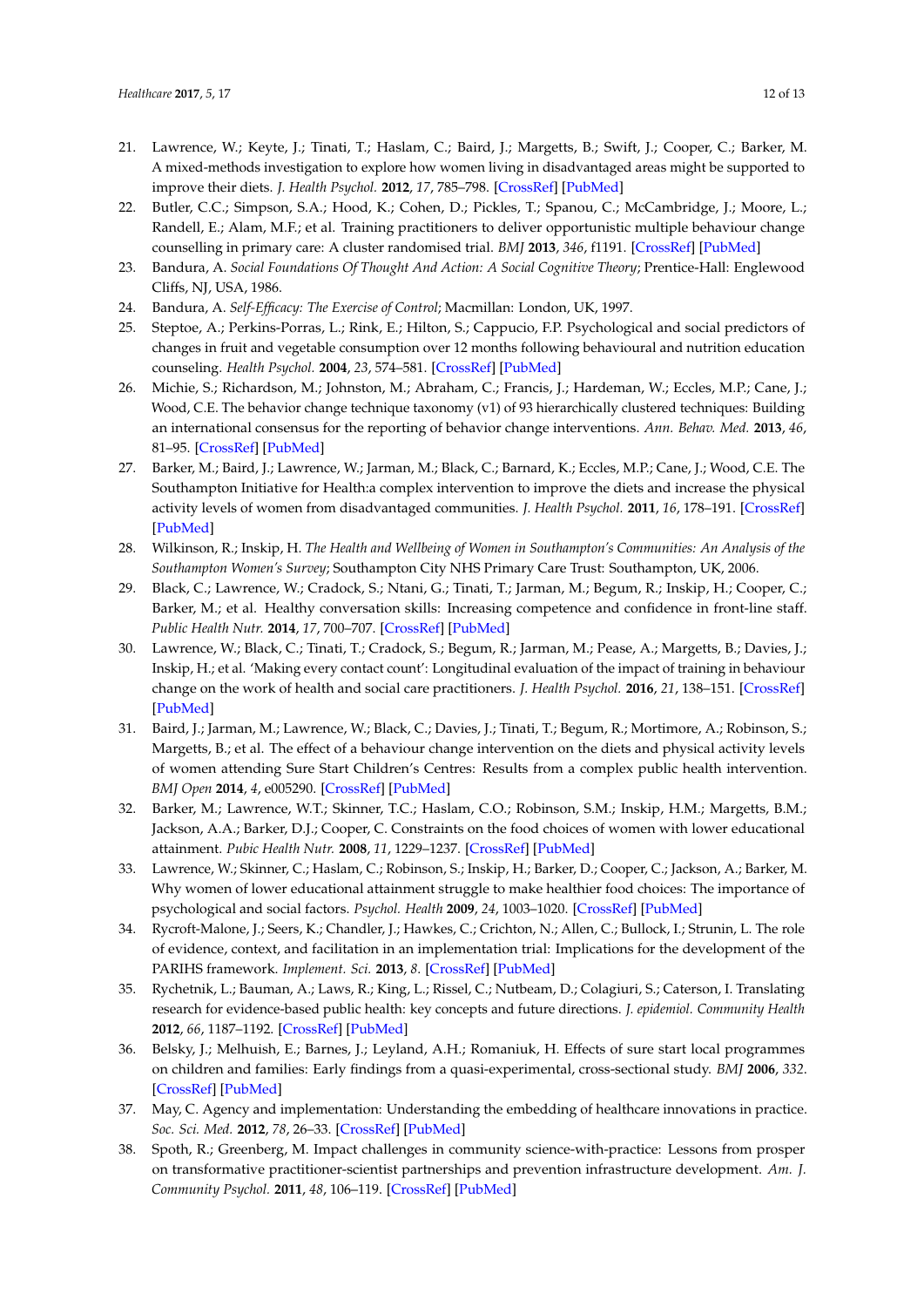21. Lawrence, W.; Keyte, J.; Tinati, T.; Haslam, C.; Baird, J.; Margetts, B.; Swift, J.; Cooper, C.; Barker, M. A mixed-methods investigation to explore how women living in disadvantaged areas might be supported to improve their diets. *J. Health Psychol.* **2012**, *17*, 785–798. [CrossRef] [PubMed]
22. Butler, C.C.; Simpson, S.A.; Hood, K.; Cohen, D.; Pickles, T.; Spanou, C.; McCambridge, J.; Moore, L.; Randell, E.; Alam, M.F.; et al. Training practitioners to deliver opportunistic multiple behaviour change counselling in primary care: A cluster randomised trial. *BMJ* **2013**, *346*, f1191. [CrossRef] [PubMed]
23. Bandura, A. *Social Foundations Of Thought And Action: A Social Cognitive Theory*; Prentice-Hall: Englewood Cliffs, NJ, USA, 1986.
24. Bandura, A. *Self-Efficacy: The Exercise of Control*; Macmillan: London, UK, 1997.
25. Steptoe, A.; Perkins-Porras, L.; Rink, E.; Hilton, S.; Cappucio, F.P. Psychological and social predictors of changes in fruit and vegetable consumption over 12 months following behavioural and nutrition education counseling. *Health Psychol.* **2004**, *23*, 574–581. [CrossRef] [PubMed]
26. Michie, S.; Richardson, M.; Johnston, M.; Abraham, C.; Francis, J.; Hardeman, W.; Eccles, M.P.; Cane, J.; Wood, C.E. The behavior change technique taxonomy (v1) of 93 hierarchically clustered techniques: Building an international consensus for the reporting of behavior change interventions. *Ann. Behav. Med.* **2013**, *46*, 81–95. [CrossRef] [PubMed]
27. Barker, M.; Baird, J.; Lawrence, W.; Jarman, M.; Black, C.; Barnard, K.; Eccles, M.P.; Cane, J.; Wood, C.E. The Southampton Initiative for Health:a complex intervention to improve the diets and increase the physical activity levels of women from disadvantaged communities. *J. Health Psychol.* **2011**, *16*, 178–191. [CrossRef] [PubMed]
28. Wilkinson, R.; Inskip, H. *The Health and Wellbeing of Women in Southampton's Communities: An Analysis of the Southampton Women's Survey*; Southampton City NHS Primary Care Trust: Southampton, UK, 2006.
29. Black, C.; Lawrence, W.; Cradock, S.; Ntani, G.; Tinati, T.; Jarman, M.; Begum, R.; Inskip, H.; Cooper, C.; Barker, M.; et al. Healthy conversation skills: Increasing competence and confidence in front-line staff. *Public Health Nutr.* **2014**, *17*, 700–707. [CrossRef] [PubMed]
30. Lawrence, W.; Black, C.; Tinati, T.; Cradock, S.; Begum, R.; Jarman, M.; Pease, A.; Margetts, B.; Davies, J.; Inskip, H.; et al. 'Making every contact count': Longitudinal evaluation of the impact of training in behaviour change on the work of health and social care practitioners. *J. Health Psychol.* **2016**, *21*, 138–151. [CrossRef] [PubMed]
31. Baird, J.; Jarman, M.; Lawrence, W.; Black, C.; Davies, J.; Tinati, T.; Begum, R.; Mortimore, A.; Robinson, S.; Margetts, B.; et al. The effect of a behaviour change intervention on the diets and physical activity levels of women attending Sure Start Children's Centres: Results from a complex public health intervention. *BMJ Open* **2014**, *4*, e005290. [CrossRef] [PubMed]
32. Barker, M.; Lawrence, W.T.; Skinner, T.C.; Haslam, C.O.; Robinson, S.M.; Inskip, H.M.; Margetts, B.M.; Jackson, A.A.; Barker, D.J.; Cooper, C. Constraints on the food choices of women with lower educational attainment. *Pubic Health Nutr.* **2008**, *11*, 1229–1237. [CrossRef] [PubMed]
33. Lawrence, W.; Skinner, C.; Haslam, C.; Robinson, S.; Inskip, H.; Barker, D.; Cooper, C.; Jackson, A.; Barker, M. Why women of lower educational attainment struggle to make healthier food choices: The importance of psychological and social factors. *Psychol. Health* **2009**, *24*, 1003–1020. [CrossRef] [PubMed]
34. Rycroft-Malone, J.; Seers, K.; Chandler, J.; Hawkes, C.; Crichton, N.; Allen, C.; Bullock, I.; Strunin, L. The role of evidence, context, and facilitation in an implementation trial: Implications for the development of the PARIHS framework. *Implement. Sci.* **2013**, *8*. [CrossRef] [PubMed]
35. Rychetnik, L.; Bauman, A.; Laws, R.; King, L.; Rissel, C.; Nutbeam, D.; Colagiuri, S.; Caterson, I. Translating research for evidence-based public health: key concepts and future directions. *J. epidemiol. Community Health* **2012**, *66*, 1187–1192. [CrossRef] [PubMed]
36. Belsky, J.; Melhuish, E.; Barnes, J.; Leyland, A.H.; Romaniuk, H. Effects of sure start local programmes on children and families: Early findings from a quasi-experimental, cross-sectional study. *BMJ* **2006**, *332*. [CrossRef] [PubMed]
37. May, C. Agency and implementation: Understanding the embedding of healthcare innovations in practice. *Soc. Sci. Med.* **2012**, *78*, 26–33. [CrossRef] [PubMed]
38. Spoth, R.; Greenberg, M. Impact challenges in community science-with-practice: Lessons from prosper on transformative practitioner-scientist partnerships and prevention infrastructure development. *Am. J. Community Psychol.* **2011**, *48*, 106–119. [CrossRef] [PubMed]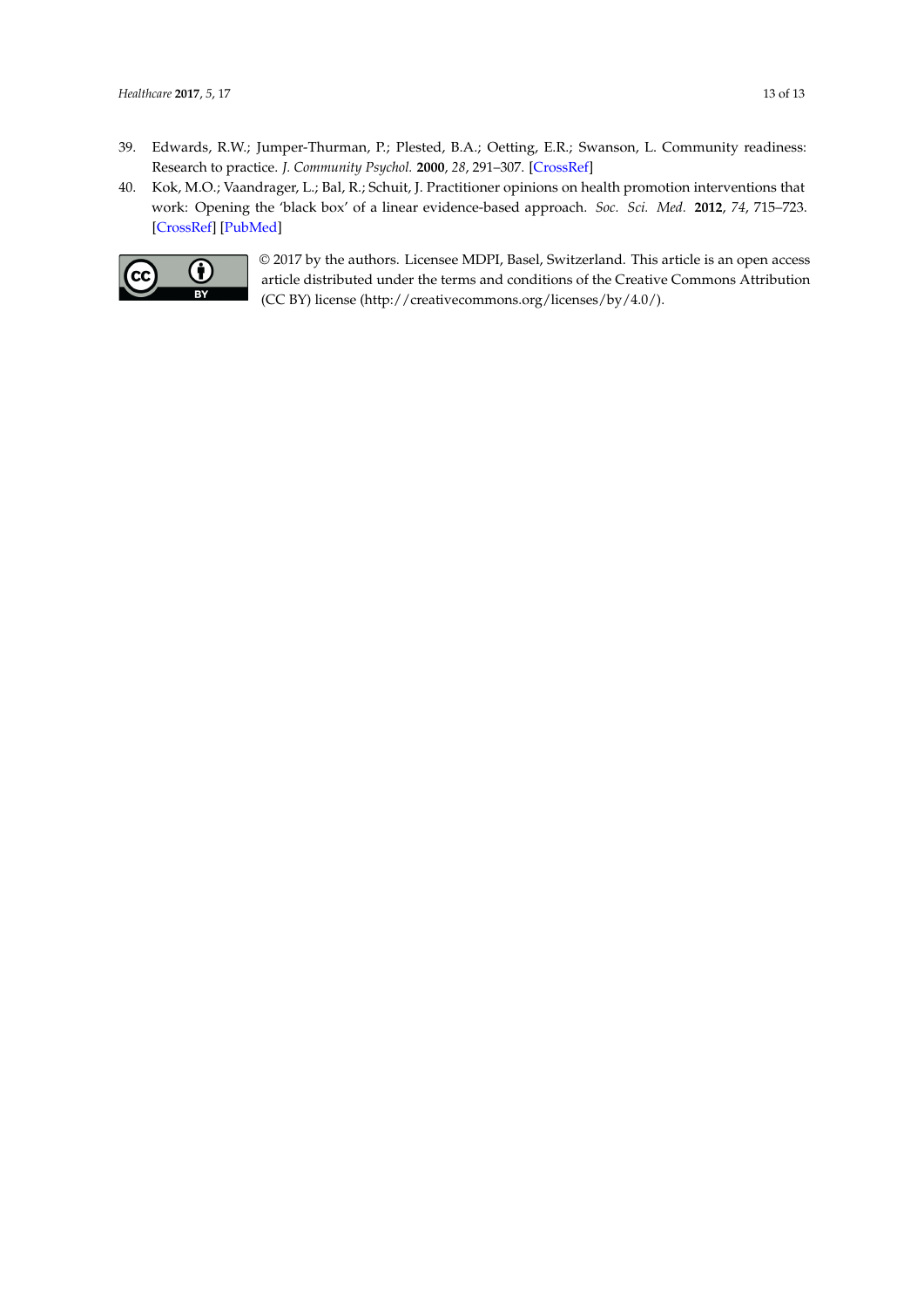39. Edwards, R.W.; Jumper-Thurman, P.; Plested, B.A.; Oetting, E.R.; Swanson, L. Community readiness: Research to practice. *J. Community Psychol.* **2000**, *28*, 291–307. [CrossRef]
40. Kok, M.O.; Vaandrager, L.; Bal, R.; Schuit, J. Practitioner opinions on health promotion interventions that work: Opening the 'black box' of a linear evidence-based approach. *Soc. Sci. Med.* **2012**, *74*, 715–723. [CrossRef] [PubMed]

© 2017 by the authors. Licensee MDPI, Basel, Switzerland. This article is an open access article distributed under the terms and conditions of the Creative Commons Attribution (CC BY) license (http://creativecommons.org/licenses/by/4.0/).